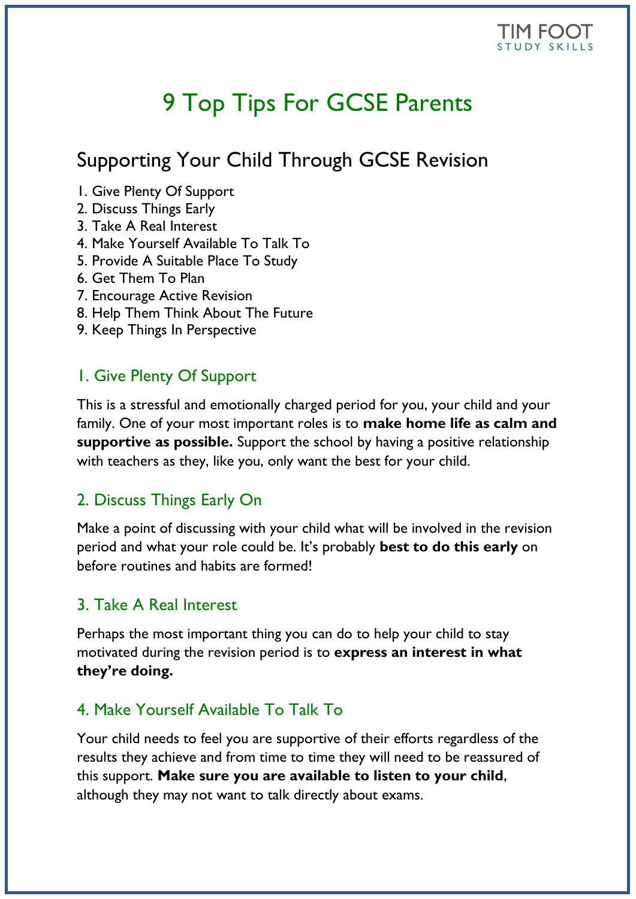TIM FOOT
STUDY SKILLS

# 9 Top Tips For GCSE Parents

## Supporting Your Child Through GCSE Revision

1. Give Plenty Of Support
2. Discuss Things Early
3. Take A Real Interest
4. Make Yourself Available To Talk To
5. Provide A Suitable Place To Study
6. Get Them To Plan
7. Encourage Active Revision
8. Help Them Think About The Future
9. Keep Things In Perspective

### 1. Give Plenty Of Support

This is a stressful and emotionally charged period for you, your child and your family. One of your most important roles is to **make home life as calm and supportive as possible.** Support the school by having a positive relationship with teachers as they, like you, only want the best for your child.

### 2. Discuss Things Early On

Make a point of discussing with your child what will be involved in the revision period and what your role could be. It's probably **best to do this early** on before routines and habits are formed!

### 3. Take A Real Interest

Perhaps the most important thing you can do to help your child to stay motivated during the revision period is to **express an interest in what they're doing.**

### 4. Make Yourself Available To Talk To

Your child needs to feel you are supportive of their efforts regardless of the results they achieve and from time to time they will need to be reassured of this support. **Make sure you are available to listen to your child**, although they may not want to talk directly about exams.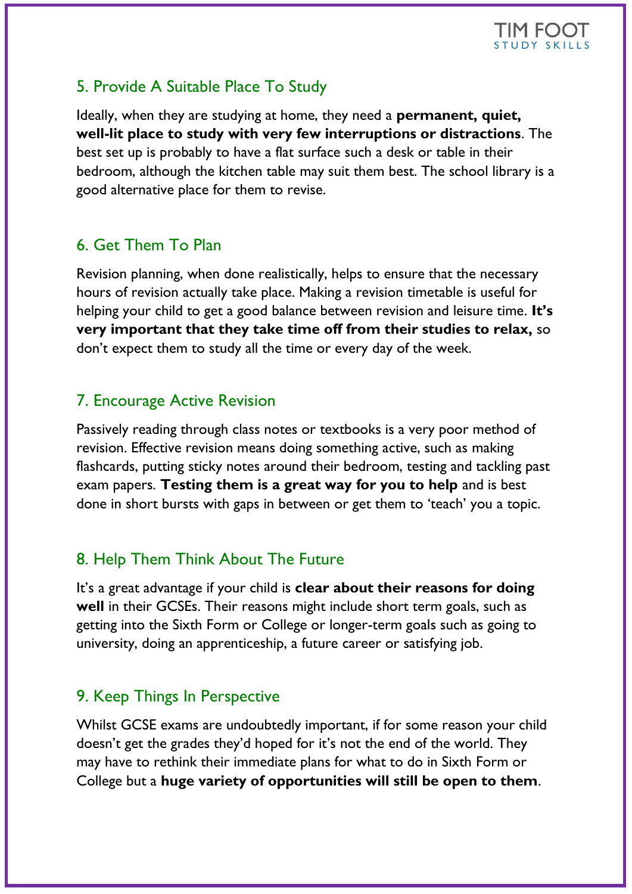## 5. Provide A Suitable Place To Study

Ideally, when they are studying at home, they need a **permanent, quiet, well-lit place to study with very few interruptions or distractions**. The best set up is probably to have a flat surface such a desk or table in their bedroom, although the kitchen table may suit them best. The school library is a good alternative place for them to revise.

## 6. Get Them To Plan

Revision planning, when done realistically, helps to ensure that the necessary hours of revision actually take place. Making a revision timetable is useful for helping your child to get a good balance between revision and leisure time. **It's very important that they take time off from their studies to relax,** so don't expect them to study all the time or every day of the week.

## 7. Encourage Active Revision

Passively reading through class notes or textbooks is a very poor method of revision. Effective revision means doing something active, such as making flashcards, putting sticky notes around their bedroom, testing and tackling past exam papers. **Testing them is a great way for you to help** and is best done in short bursts with gaps in between or get them to 'teach' you a topic.

## 8. Help Them Think About The Future

It's a great advantage if your child is **clear about their reasons for doing well** in their GCSEs. Their reasons might include short term goals, such as getting into the Sixth Form or College or longer-term goals such as going to university, doing an apprenticeship, a future career or satisfying job.

## 9. Keep Things In Perspective

Whilst GCSE exams are undoubtedly important, if for some reason your child doesn't get the grades they'd hoped for it's not the end of the world. They may have to rethink their immediate plans for what to do in Sixth Form or College but a **huge variety of opportunities will still be open to them**.